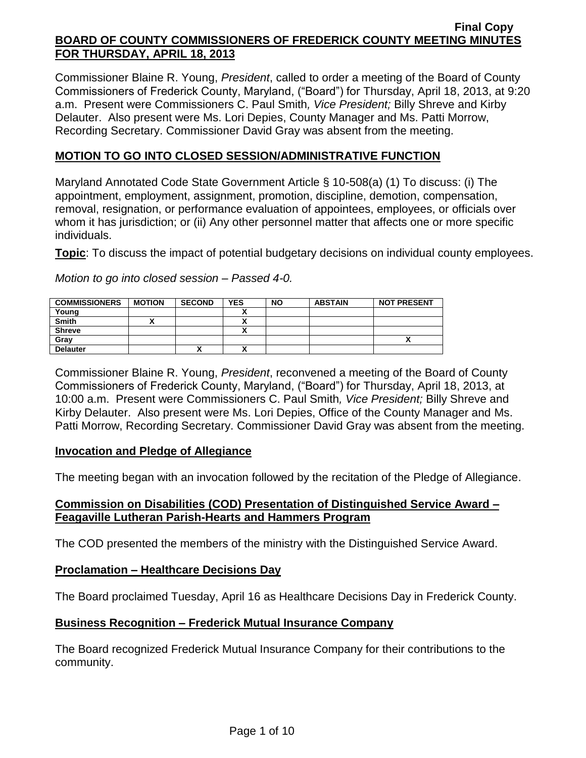**Final Copy**

# BOARD OF COUNTY COMMISSIONERS OF FREDERICK COUNTY MEETING MINUTES FOR THURSDAY, APRIL 18, 2013

Commissioner Blaine R. Young, *President*, called to order a meeting of the Board of County Commissioners of Frederick County, Maryland, ("Board") for Thursday, April 18, 2013, at 9:20 a.m. Present were Commissioners C. Paul Smith*, Vice President;* Billy Shreve and Kirby Delauter. Also present were Ms. Lori Depies, County Manager and Ms. Patti Morrow, Recording Secretary. Commissioner David Gray was absent from the meeting.

## MOTION TO GO INTO CLOSED SESSION/ADMINISTRATIVE FUNCTION

Maryland Annotated Code State Government Article § 10-508(a) (1) To discuss: (i) The appointment, employment, assignment, promotion, discipline, demotion, compensation, removal, resignation, or performance evaluation of appointees, employees, or officials over whom it has jurisdiction; or (ii) Any other personnel matter that affects one or more specific individuals.

**Topic**: To discuss the impact of potential budgetary decisions on individual county employees.

*Motion to go into closed session – Passed 4-0.*

| COMMISSIONERS | MOTION | SECOND | YES | NO | ABSTAIN | NOT PRESENT |
|---|---|---|---|---|---|---|
| Young | | | X | | | |
| Smith | X | | X | | | |
| Shreve | | | X | | | |
| Gray | | | | | | X |
| Delauter | | X | X | | | |

Commissioner Blaine R. Young, *President*, reconvened a meeting of the Board of County Commissioners of Frederick County, Maryland, ("Board") for Thursday, April 18, 2013, at 10:00 a.m. Present were Commissioners C. Paul Smith*, Vice President;* Billy Shreve and Kirby Delauter. Also present were Ms. Lori Depies, Office of the County Manager and Ms. Patti Morrow, Recording Secretary. Commissioner David Gray was absent from the meeting.

## Invocation and Pledge of Allegiance

The meeting began with an invocation followed by the recitation of the Pledge of Allegiance.

## Commission on Disabilities (COD) Presentation of Distinguished Service Award – Feagaville Lutheran Parish-Hearts and Hammers Program

The COD presented the members of the ministry with the Distinguished Service Award.

## Proclamation – Healthcare Decisions Day

The Board proclaimed Tuesday, April 16 as Healthcare Decisions Day in Frederick County.

## Business Recognition – Frederick Mutual Insurance Company

The Board recognized Frederick Mutual Insurance Company for their contributions to the community.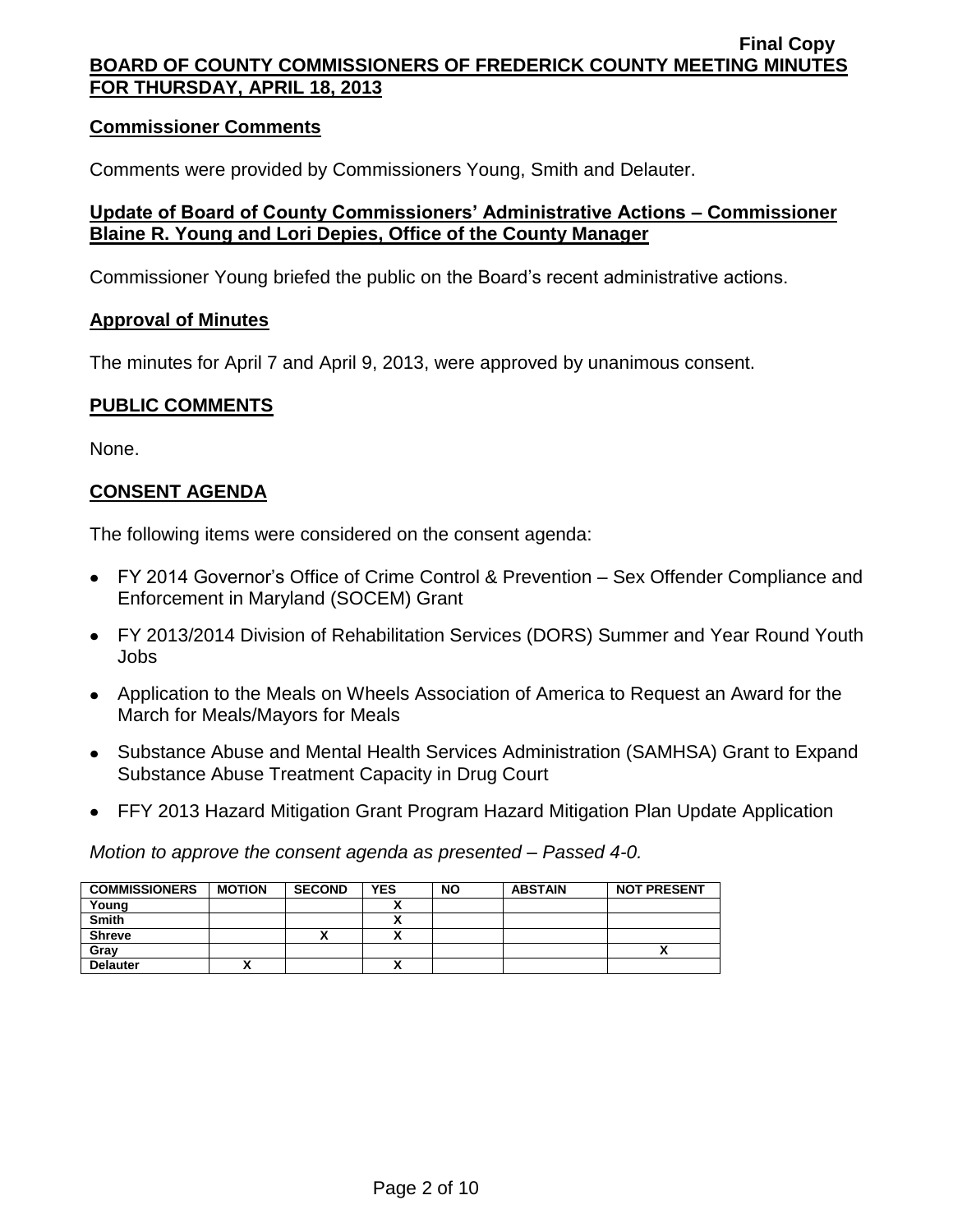### Commissioner Comments

Comments were provided by Commissioners Young, Smith and Delauter.

### Update of Board of County Commissioners' Administrative Actions – Commissioner Blaine R. Young and Lori Depies, Office of the County Manager

Commissioner Young briefed the public on the Board's recent administrative actions.

### Approval of Minutes

The minutes for April 7 and April 9, 2013, were approved by unanimous consent.

## PUBLIC COMMENTS

None.

## CONSENT AGENDA

The following items were considered on the consent agenda:

- FY 2014 Governor's Office of Crime Control & Prevention – Sex Offender Compliance and Enforcement in Maryland (SOCEM) Grant
- FY 2013/2014 Division of Rehabilitation Services (DORS) Summer and Year Round Youth Jobs
- Application to the Meals on Wheels Association of America to Request an Award for the March for Meals/Mayors for Meals
- Substance Abuse and Mental Health Services Administration (SAMHSA) Grant to Expand Substance Abuse Treatment Capacity in Drug Court
- FFY 2013 Hazard Mitigation Grant Program Hazard Mitigation Plan Update Application

*Motion to approve the consent agenda as presented – Passed 4-0.*

| COMMISSIONERS | MOTION | SECOND | YES | NO | ABSTAIN | NOT PRESENT |
|---|---|---|---|---|---|---|
| Young | | | X | | | |
| Smith | | | X | | | |
| Shreve | | X | X | | | |
| Gray | | | | | | X |
| Delauter | X | | X | | | |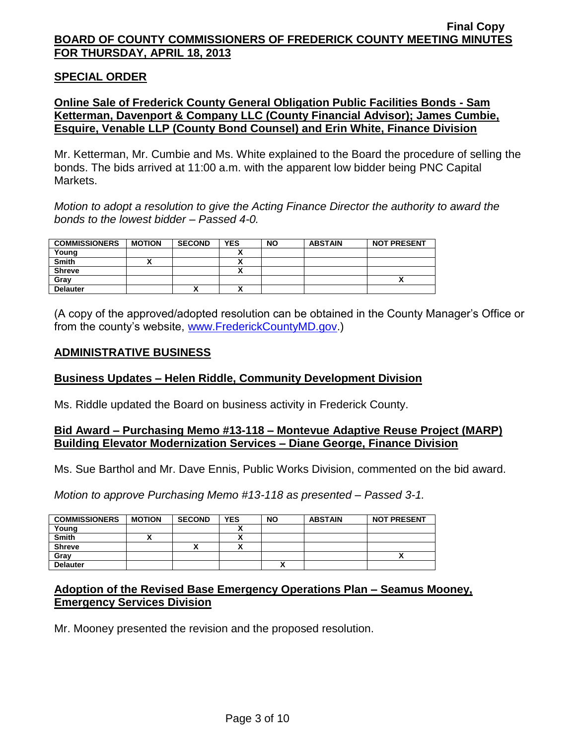## SPECIAL ORDER

### Online Sale of Frederick County General Obligation Public Facilities Bonds - Sam Ketterman, Davenport & Company LLC (County Financial Advisor); James Cumbie, Esquire, Venable LLP (County Bond Counsel) and Erin White, Finance Division

Mr. Ketterman, Mr. Cumbie and Ms. White explained to the Board the procedure of selling the bonds. The bids arrived at 11:00 a.m. with the apparent low bidder being PNC Capital Markets.

*Motion to adopt a resolution to give the Acting Finance Director the authority to award the bonds to the lowest bidder – Passed 4-0.*

| COMMISSIONERS | MOTION | SECOND | YES | NO | ABSTAIN | NOT PRESENT |
|---|---|---|---|---|---|---|
| Young | | | X | | | |
| Smith | X | | X | | | |
| Shreve | | | X | | | |
| Gray | | | | | | X |
| Delauter | | X | X | | | |

(A copy of the approved/adopted resolution can be obtained in the County Manager's Office or from the county's website, www.FrederickCountyMD.gov.)

## ADMINISTRATIVE BUSINESS

### Business Updates – Helen Riddle, Community Development Division

Ms. Riddle updated the Board on business activity in Frederick County.

### Bid Award – Purchasing Memo #13-118 – Montevue Adaptive Reuse Project (MARP) Building Elevator Modernization Services – Diane George, Finance Division

Ms. Sue Barthol and Mr. Dave Ennis, Public Works Division, commented on the bid award.

*Motion to approve Purchasing Memo #13-118 as presented – Passed 3-1.*

| COMMISSIONERS | MOTION | SECOND | YES | NO | ABSTAIN | NOT PRESENT |
|---|---|---|---|---|---|---|
| Young | | | X | | | |
| Smith | X | | X | | | |
| Shreve | | X | X | | | |
| Gray | | | | | | X |
| Delauter | | | | X | | |

### Adoption of the Revised Base Emergency Operations Plan – Seamus Mooney, Emergency Services Division

Mr. Mooney presented the revision and the proposed resolution.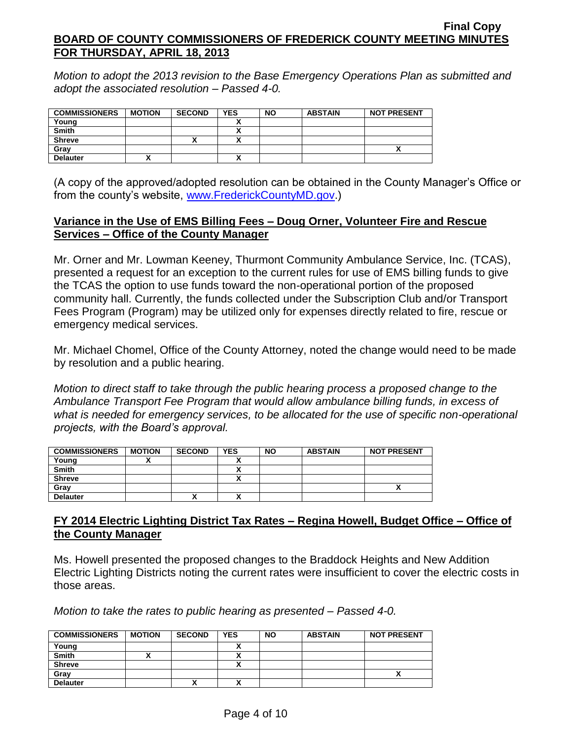*Motion to adopt the 2013 revision to the Base Emergency Operations Plan as submitted and adopt the associated resolution – Passed 4-0.*

| COMMISSIONERS | MOTION | SECOND | YES | NO | ABSTAIN | NOT PRESENT |
|---|---|---|---|---|---|---|
| Young | | | X | | | |
| Smith | | | X | | | |
| Shreve | | X | X | | | |
| Gray | | | | | | X |
| Delauter | X | | X | | | |

(A copy of the approved/adopted resolution can be obtained in the County Manager's Office or from the county's website, www.FrederickCountyMD.gov.)

## Variance in the Use of EMS Billing Fees – Doug Orner, Volunteer Fire and Rescue Services – Office of the County Manager

Mr. Orner and Mr. Lowman Keeney, Thurmont Community Ambulance Service, Inc. (TCAS), presented a request for an exception to the current rules for use of EMS billing funds to give the TCAS the option to use funds toward the non-operational portion of the proposed community hall. Currently, the funds collected under the Subscription Club and/or Transport Fees Program (Program) may be utilized only for expenses directly related to fire, rescue or emergency medical services.

Mr. Michael Chomel, Office of the County Attorney, noted the change would need to be made by resolution and a public hearing.

*Motion to direct staff to take through the public hearing process a proposed change to the Ambulance Transport Fee Program that would allow ambulance billing funds, in excess of what is needed for emergency services, to be allocated for the use of specific non-operational projects, with the Board's approval.*

| COMMISSIONERS | MOTION | SECOND | YES | NO | ABSTAIN | NOT PRESENT |
|---|---|---|---|---|---|---|
| Young | X | | X | | | |
| Smith | | | X | | | |
| Shreve | | | X | | | |
| Gray | | | | | | X |
| Delauter | | X | X | | | |

## FY 2014 Electric Lighting District Tax Rates – Regina Howell, Budget Office – Office of the County Manager

Ms. Howell presented the proposed changes to the Braddock Heights and New Addition Electric Lighting Districts noting the current rates were insufficient to cover the electric costs in those areas.

*Motion to take the rates to public hearing as presented – Passed 4-0.*

| COMMISSIONERS | MOTION | SECOND | YES | NO | ABSTAIN | NOT PRESENT |
|---|---|---|---|---|---|---|
| Young | | | X | | | |
| Smith | X | | X | | | |
| Shreve | | | X | | | |
| Gray | | | | | | X |
| Delauter | | X | X | | | |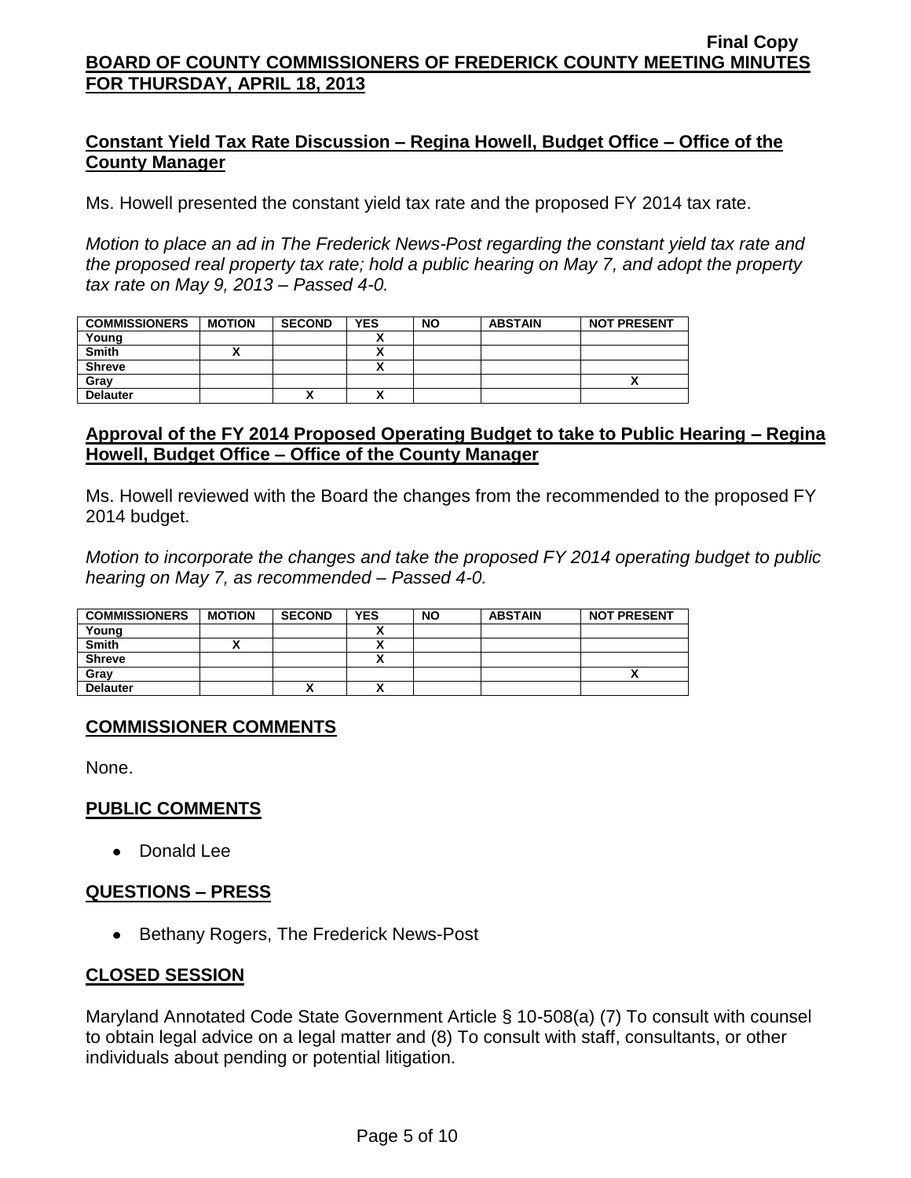## Constant Yield Tax Rate Discussion – Regina Howell, Budget Office – Office of the County Manager

Ms. Howell presented the constant yield tax rate and the proposed FY 2014 tax rate.

*Motion to place an ad in The Frederick News-Post regarding the constant yield tax rate and the proposed real property tax rate; hold a public hearing on May 7, and adopt the property tax rate on May 9, 2013 – Passed 4-0.*

| COMMISSIONERS | MOTION | SECOND | YES | NO | ABSTAIN | NOT PRESENT |
|---|---|---|---|---|---|---|
| Young | | | X | | | |
| Smith | X | | X | | | |
| Shreve | | | X | | | |
| Gray | | | | | | X |
| Delauter | | X | X | | | |

## Approval of the FY 2014 Proposed Operating Budget to take to Public Hearing – Regina Howell, Budget Office – Office of the County Manager

Ms. Howell reviewed with the Board the changes from the recommended to the proposed FY 2014 budget.

*Motion to incorporate the changes and take the proposed FY 2014 operating budget to public hearing on May 7, as recommended – Passed 4-0.*

| COMMISSIONERS | MOTION | SECOND | YES | NO | ABSTAIN | NOT PRESENT |
|---|---|---|---|---|---|---|
| Young | | | X | | | |
| Smith | X | | X | | | |
| Shreve | | | X | | | |
| Gray | | | | | | X |
| Delauter | | X | X | | | |

## COMMISSIONER COMMENTS

None.

## PUBLIC COMMENTS

- Donald Lee

## QUESTIONS – PRESS

- Bethany Rogers, The Frederick News-Post

## CLOSED SESSION

Maryland Annotated Code State Government Article § 10-508(a) (7) To consult with counsel to obtain legal advice on a legal matter and (8) To consult with staff, consultants, or other individuals about pending or potential litigation.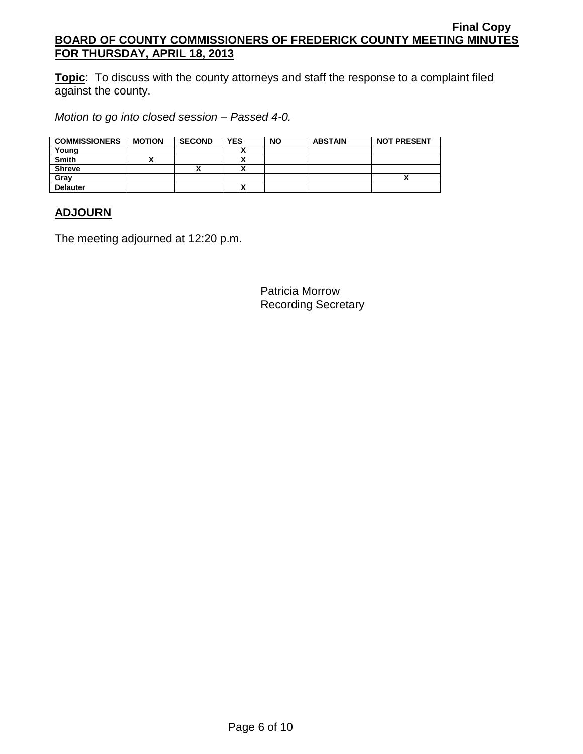**Final Copy**

**BOARD OF COUNTY COMMISSIONERS OF FREDERICK COUNTY MEETING MINUTES FOR THURSDAY, APRIL 18, 2013**

**Topic**: To discuss with the county attorneys and staff the response to a complaint filed against the county.

*Motion to go into closed session – Passed 4-0.*

| COMMISSIONERS | MOTION | SECOND | YES | NO | ABSTAIN | NOT PRESENT |
|---|---|---|---|---|---|---|
| Young | | | X | | | |
| Smith | X | | X | | | |
| Shreve | | X | X | | | |
| Gray | | | | | | X |
| Delauter | | | X | | | |

## ADJOURN

The meeting adjourned at 12:20 p.m.

Patricia Morrow
Recording Secretary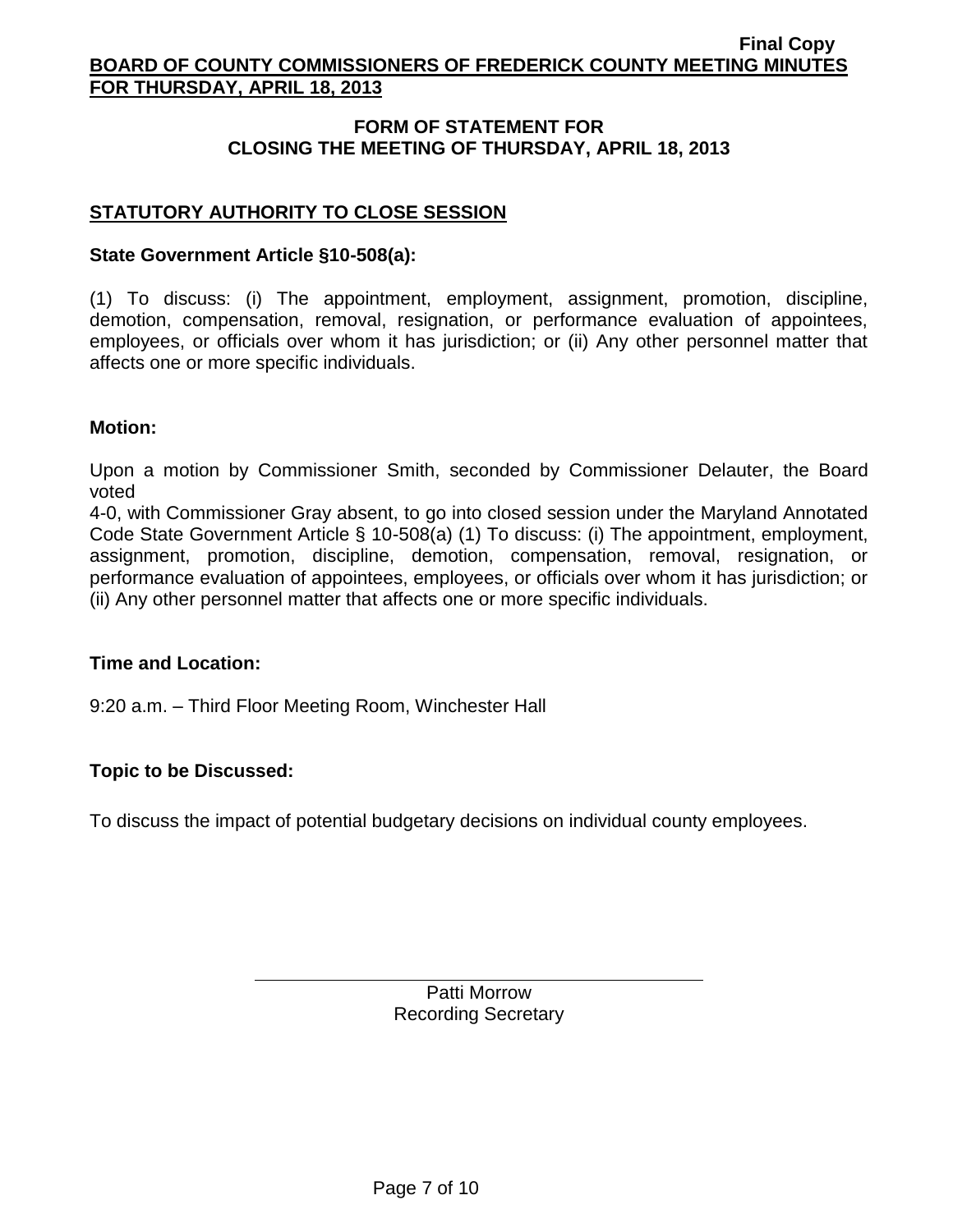**Final Copy**

**BOARD OF COUNTY COMMISSIONERS OF FREDERICK COUNTY MEETING MINUTES FOR THURSDAY, APRIL 18, 2013**

## FORM OF STATEMENT FOR CLOSING THE MEETING OF THURSDAY, APRIL 18, 2013

### STATUTORY AUTHORITY TO CLOSE SESSION

**State Government Article §10-508(a):**

(1) To discuss: (i) The appointment, employment, assignment, promotion, discipline, demotion, compensation, removal, resignation, or performance evaluation of appointees, employees, or officials over whom it has jurisdiction; or (ii) Any other personnel matter that affects one or more specific individuals.

**Motion:**

Upon a motion by Commissioner Smith, seconded by Commissioner Delauter, the Board voted
4-0, with Commissioner Gray absent, to go into closed session under the Maryland Annotated Code State Government Article § 10-508(a) (1) To discuss: (i) The appointment, employment, assignment, promotion, discipline, demotion, compensation, removal, resignation, or performance evaluation of appointees, employees, or officials over whom it has jurisdiction; or (ii) Any other personnel matter that affects one or more specific individuals.

**Time and Location:**

9:20 a.m. – Third Floor Meeting Room, Winchester Hall

**Topic to be Discussed:**

To discuss the impact of potential budgetary decisions on individual county employees.

Patti Morrow
Recording Secretary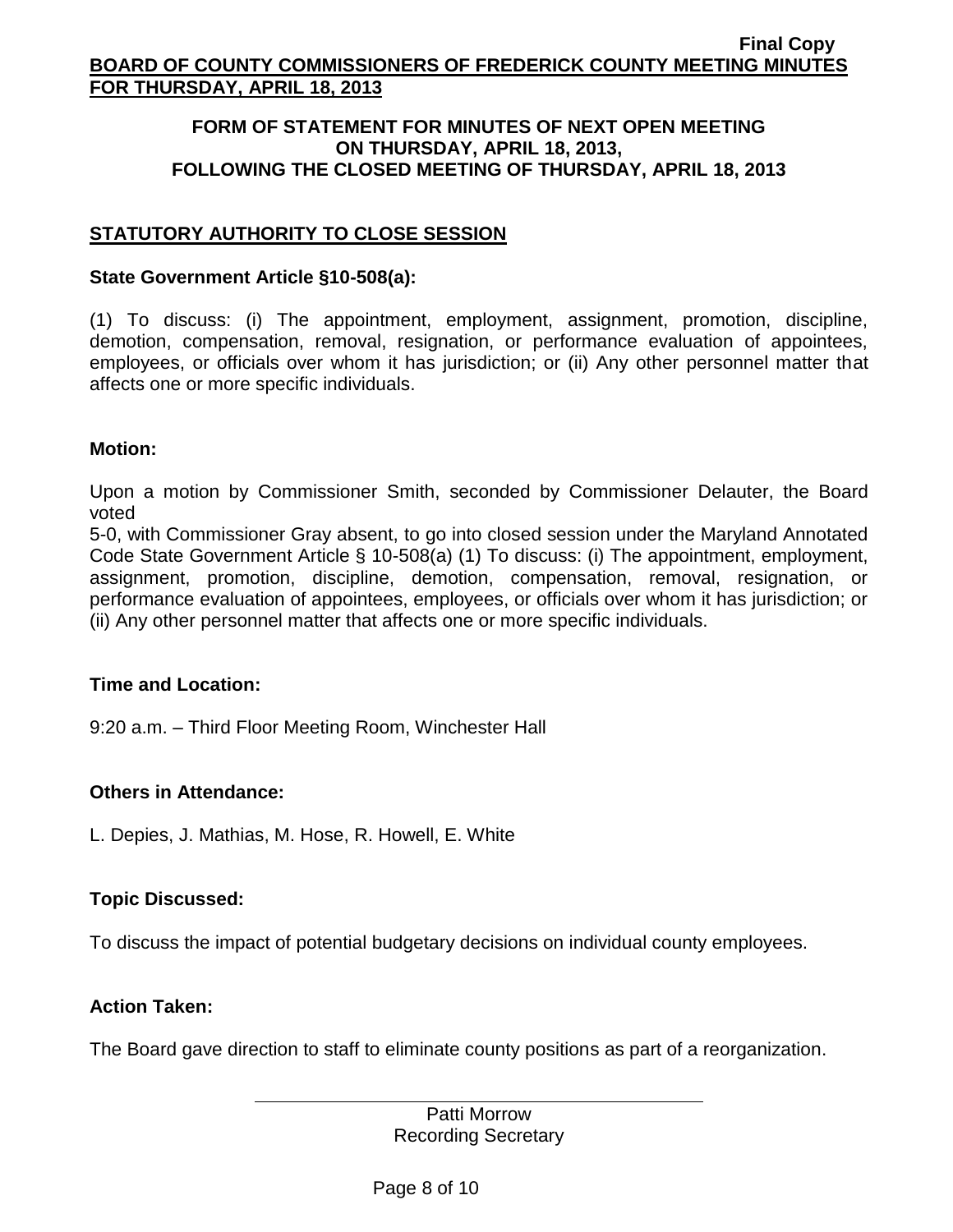**FORM OF STATEMENT FOR MINUTES OF NEXT OPEN MEETING ON THURSDAY, APRIL 18, 2013, FOLLOWING THE CLOSED MEETING OF THURSDAY, APRIL 18, 2013**

## STATUTORY AUTHORITY TO CLOSE SESSION

**State Government Article §10-508(a):**

(1) To discuss: (i) The appointment, employment, assignment, promotion, discipline, demotion, compensation, removal, resignation, or performance evaluation of appointees, employees, or officials over whom it has jurisdiction; or (ii) Any other personnel matter that affects one or more specific individuals.

**Motion:**

Upon a motion by Commissioner Smith, seconded by Commissioner Delauter, the Board voted
5-0, with Commissioner Gray absent, to go into closed session under the Maryland Annotated Code State Government Article § 10-508(a) (1) To discuss: (i) The appointment, employment, assignment, promotion, discipline, demotion, compensation, removal, resignation, or performance evaluation of appointees, employees, or officials over whom it has jurisdiction; or (ii) Any other personnel matter that affects one or more specific individuals.

**Time and Location:**

9:20 a.m. – Third Floor Meeting Room, Winchester Hall

**Others in Attendance:**

L. Depies, J. Mathias, M. Hose, R. Howell, E. White

**Topic Discussed:**

To discuss the impact of potential budgetary decisions on individual county employees.

**Action Taken:**

The Board gave direction to staff to eliminate county positions as part of a reorganization.

Patti Morrow
Recording Secretary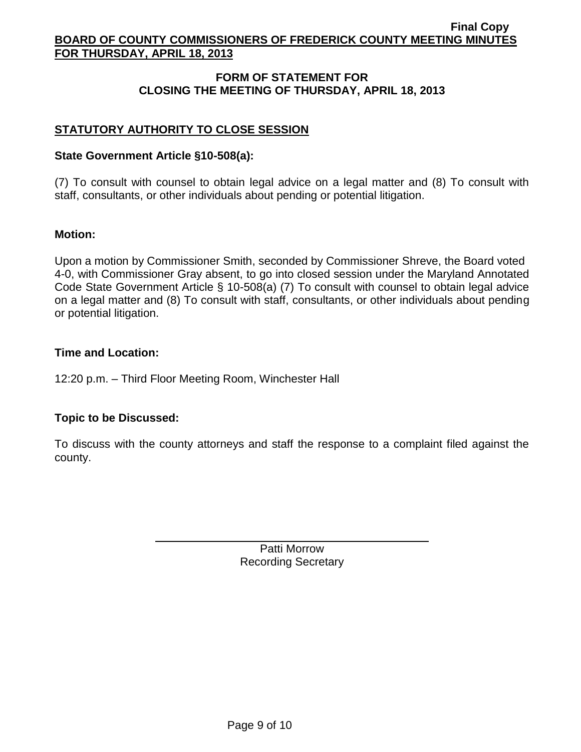## FORM OF STATEMENT FOR CLOSING THE MEETING OF THURSDAY, APRIL 18, 2013

### STATUTORY AUTHORITY TO CLOSE SESSION

**State Government Article §10-508(a):**

(7) To consult with counsel to obtain legal advice on a legal matter and (8) To consult with staff, consultants, or other individuals about pending or potential litigation.

**Motion:**

Upon a motion by Commissioner Smith, seconded by Commissioner Shreve, the Board voted 4-0, with Commissioner Gray absent, to go into closed session under the Maryland Annotated Code State Government Article § 10-508(a) (7) To consult with counsel to obtain legal advice on a legal matter and (8) To consult with staff, consultants, or other individuals about pending or potential litigation.

**Time and Location:**

12:20 p.m. – Third Floor Meeting Room, Winchester Hall

**Topic to be Discussed:**

To discuss with the county attorneys and staff the response to a complaint filed against the county.

Patti Morrow
Recording Secretary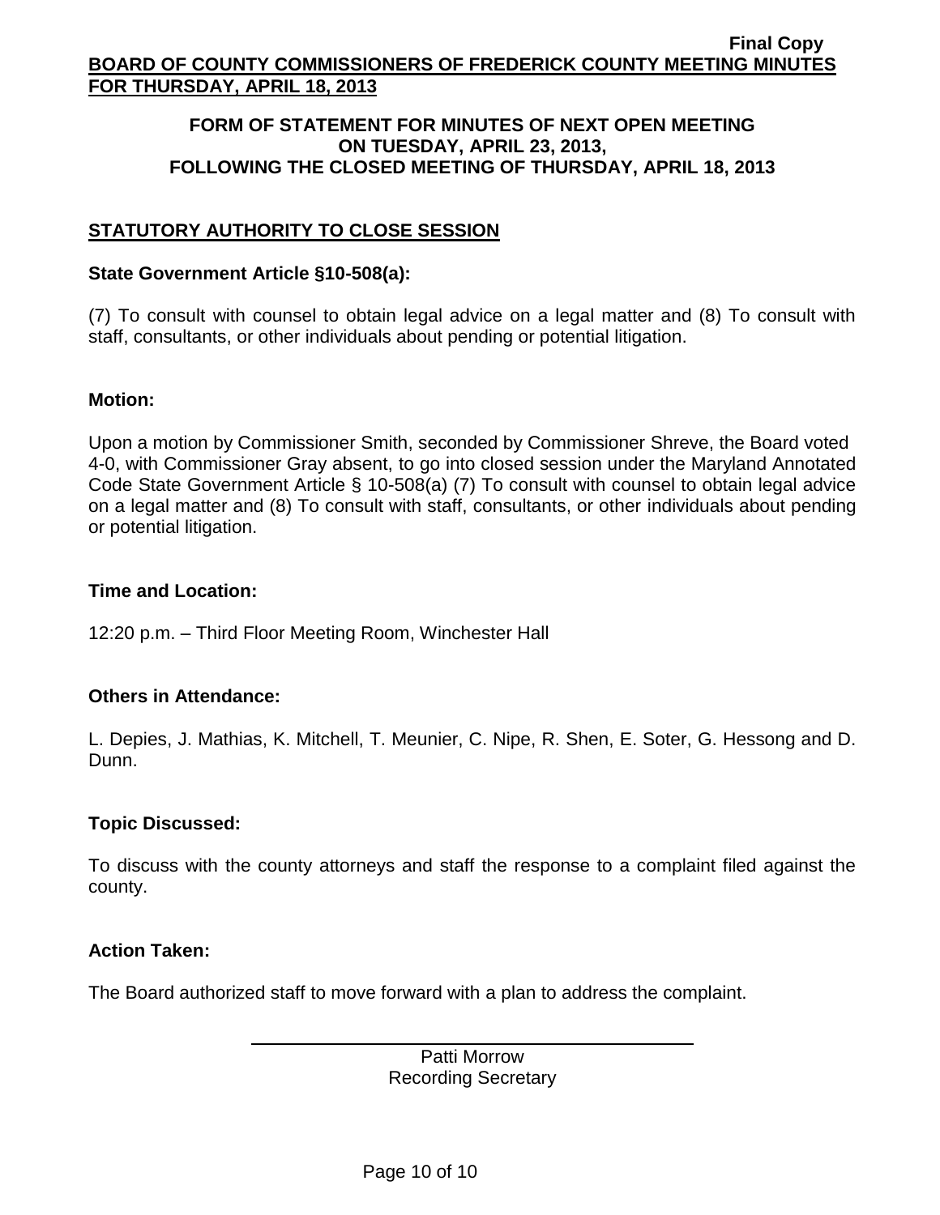## FORM OF STATEMENT FOR MINUTES OF NEXT OPEN MEETING ON TUESDAY, APRIL 23, 2013, FOLLOWING THE CLOSED MEETING OF THURSDAY, APRIL 18, 2013

### STATUTORY AUTHORITY TO CLOSE SESSION

**State Government Article §10-508(a):**

(7) To consult with counsel to obtain legal advice on a legal matter and (8) To consult with staff, consultants, or other individuals about pending or potential litigation.

**Motion:**

Upon a motion by Commissioner Smith, seconded by Commissioner Shreve, the Board voted 4-0, with Commissioner Gray absent, to go into closed session under the Maryland Annotated Code State Government Article § 10-508(a) (7) To consult with counsel to obtain legal advice on a legal matter and (8) To consult with staff, consultants, or other individuals about pending or potential litigation.

**Time and Location:**

12:20 p.m. – Third Floor Meeting Room, Winchester Hall

**Others in Attendance:**

L. Depies, J. Mathias, K. Mitchell, T. Meunier, C. Nipe, R. Shen, E. Soter, G. Hessong and D. Dunn.

**Topic Discussed:**

To discuss with the county attorneys and staff the response to a complaint filed against the county.

**Action Taken:**

The Board authorized staff to move forward with a plan to address the complaint.

Patti Morrow
Recording Secretary